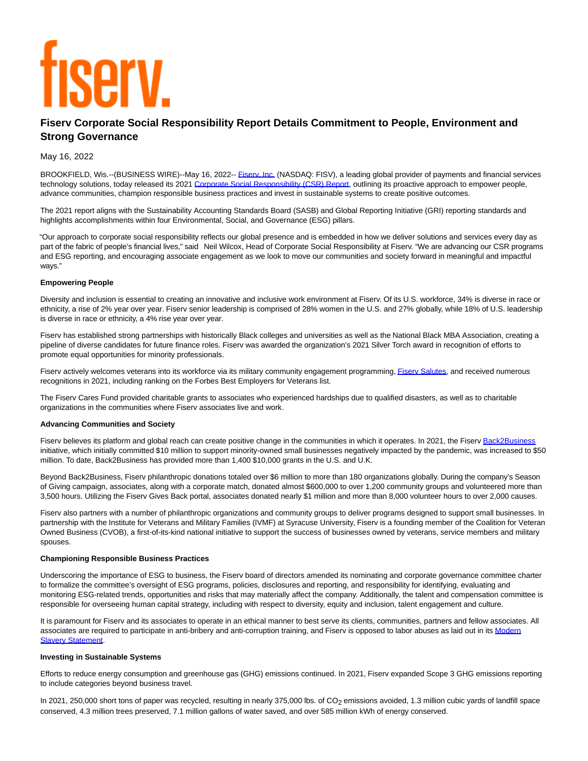fiserv.

# Fiserv Corporate Social Responsibility Report Details Commitment to People, Environment and Strong Governance

May 16, 2022

BROOKFIELD, Wis.--(BUSINESS WIRE)--May 16, 2022-- Fiserv, Inc. (NASDAQ: FISV), a leading global provider of payments and financial services technology solutions, today released its 2021 Corporate Social Responsibility (CSR) Report, outlining its proactive approach to empower people, advance communities, champion responsible business practices and invest in sustainable systems to create positive outcomes.

The 2021 report aligns with the Sustainability Accounting Standards Board (SASB) and Global Reporting Initiative (GRI) reporting standards and highlights accomplishments within four Environmental, Social, and Governance (ESG) pillars.

"Our approach to corporate social responsibility reflects our global presence and is embedded in how we deliver solutions and services every day as part of the fabric of people's financial lives," said Neil Wilcox, Head of Corporate Social Responsibility at Fiserv. "We are advancing our CSR programs and ESG reporting, and encouraging associate engagement as we look to move our communities and society forward in meaningful and impactful ways."

**Empowering People**

Diversity and inclusion is essential to creating an innovative and inclusive work environment at Fiserv. Of its U.S. workforce, 34% is diverse in race or ethnicity, a rise of 2% year over year. Fiserv senior leadership is comprised of 28% women in the U.S. and 27% globally, while 18% of U.S. leadership is diverse in race or ethnicity, a 4% rise year over year.

Fiserv has established strong partnerships with historically Black colleges and universities as well as the National Black MBA Association, creating a pipeline of diverse candidates for future finance roles. Fiserv was awarded the organization's 2021 Silver Torch award in recognition of efforts to promote equal opportunities for minority professionals.

Fiserv actively welcomes veterans into its workforce via its military community engagement programming, Fiserv Salutes, and received numerous recognitions in 2021, including ranking on the Forbes Best Employers for Veterans list.

The Fiserv Cares Fund provided charitable grants to associates who experienced hardships due to qualified disasters, as well as to charitable organizations in the communities where Fiserv associates live and work.

**Advancing Communities and Society**

Fiserv believes its platform and global reach can create positive change in the communities in which it operates. In 2021, the Fiserv Back2Business initiative, which initially committed $10 million to support minority-owned small businesses negatively impacted by the pandemic, was increased to $50 million. To date, Back2Business has provided more than 1,400 $10,000 grants in the U.S. and U.K.

Beyond Back2Business, Fiserv philanthropic donations totaled over $6 million to more than 180 organizations globally. During the company's Season of Giving campaign, associates, along with a corporate match, donated almost $600,000 to over 1,200 community groups and volunteered more than 3,500 hours. Utilizing the Fiserv Gives Back portal, associates donated nearly $1 million and more than 8,000 volunteer hours to over 2,000 causes.

Fiserv also partners with a number of philanthropic organizations and community groups to deliver programs designed to support small businesses. In partnership with the Institute for Veterans and Military Families (IVMF) at Syracuse University, Fiserv is a founding member of the Coalition for Veteran Owned Business (CVOB), a first-of-its-kind national initiative to support the success of businesses owned by veterans, service members and military spouses.

**Championing Responsible Business Practices**

Underscoring the importance of ESG to business, the Fiserv board of directors amended its nominating and corporate governance committee charter to formalize the committee's oversight of ESG programs, policies, disclosures and reporting, and responsibility for identifying, evaluating and monitoring ESG-related trends, opportunities and risks that may materially affect the company. Additionally, the talent and compensation committee is responsible for overseeing human capital strategy, including with respect to diversity, equity and inclusion, talent engagement and culture.

It is paramount for Fiserv and its associates to operate in an ethical manner to best serve its clients, communities, partners and fellow associates. All associates are required to participate in anti-bribery and anti-corruption training, and Fiserv is opposed to labor abuses as laid out in its Modern Slavery Statement.

**Investing in Sustainable Systems**

Efforts to reduce energy consumption and greenhouse gas (GHG) emissions continued. In 2021, Fiserv expanded Scope 3 GHG emissions reporting to include categories beyond business travel.

In 2021, 250,000 short tons of paper was recycled, resulting in nearly 375,000 lbs. of $CO_2$ emissions avoided, 1.3 million cubic yards of landfill space conserved, 4.3 million trees preserved, 7.1 million gallons of water saved, and over 585 million kWh of energy conserved.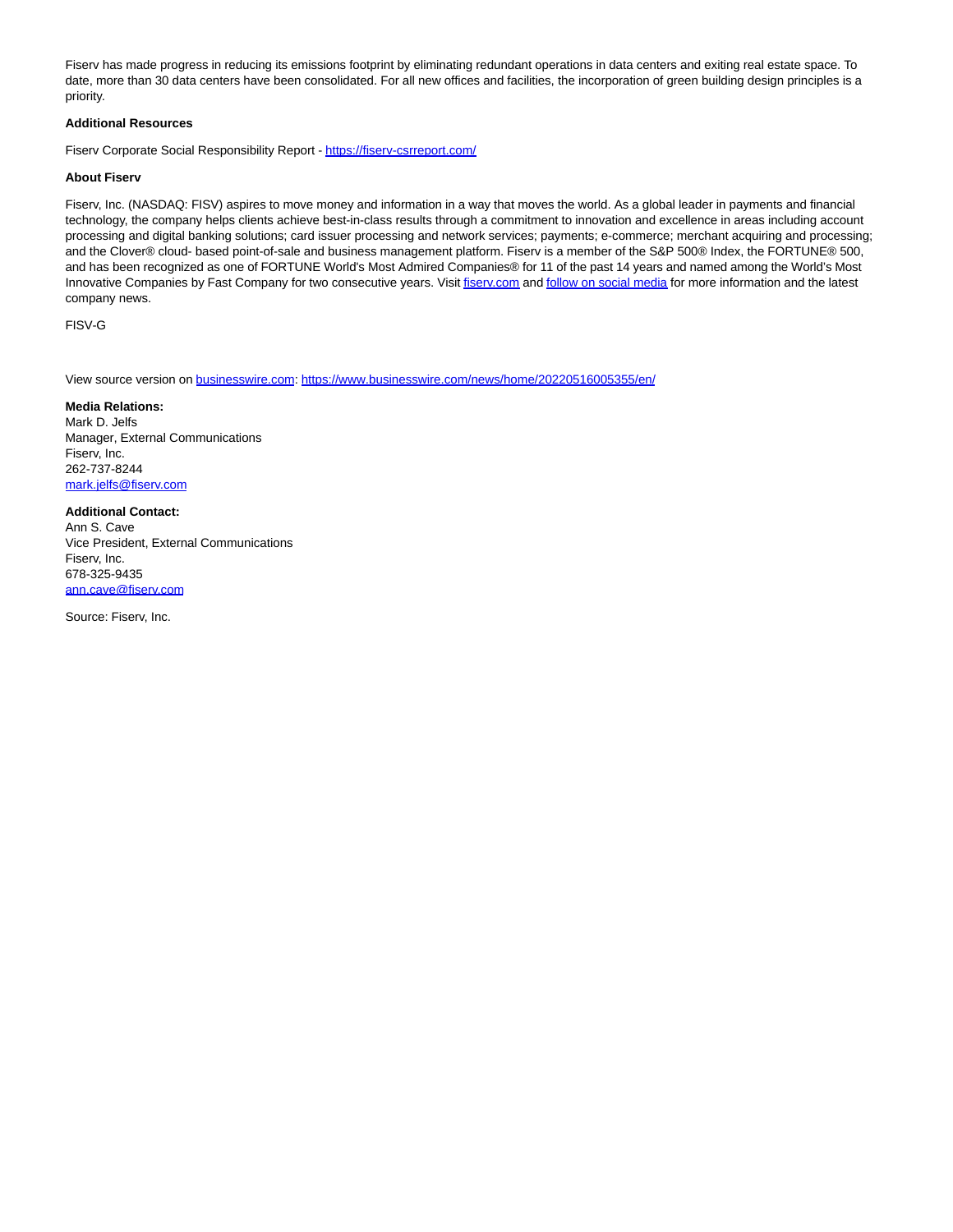Fiserv has made progress in reducing its emissions footprint by eliminating redundant operations in data centers and exiting real estate space. To date, more than 30 data centers have been consolidated. For all new offices and facilities, the incorporation of green building design principles is a priority.

**Additional Resources**

Fiserv Corporate Social Responsibility Report - [https://fiserv-csrreport.com/](https://fiserv-csrreport.com/)

**About Fiserv**

Fiserv, Inc. (NASDAQ: FISV) aspires to move money and information in a way that moves the world. As a global leader in payments and financial technology, the company helps clients achieve best-in-class results through a commitment to innovation and excellence in areas including account processing and digital banking solutions; card issuer processing and network services; payments; e-commerce; merchant acquiring and processing; and the Clover® cloud- based point-of-sale and business management platform. Fiserv is a member of the S&P 500® Index, the FORTUNE® 500, and has been recognized as one of FORTUNE World's Most Admired Companies® for 11 of the past 14 years and named among the World's Most Innovative Companies by Fast Company for two consecutive years. Visit fiserv.com and follow on social media for more information and the latest company news.

FISV-G

View source version on businesswire.com: [https://www.businesswire.com/news/home/20220516005355/en/](https://www.businesswire.com/news/home/20220516005355/en/)

**Media Relations:**
Mark D. Jelfs
Manager, External Communications
Fiserv, Inc.
262-737-8244
mark.jelfs@fiserv.com

**Additional Contact:**
Ann S. Cave
Vice President, External Communications
Fiserv, Inc.
678-325-9435
ann.cave@fiserv.com

Source: Fiserv, Inc.